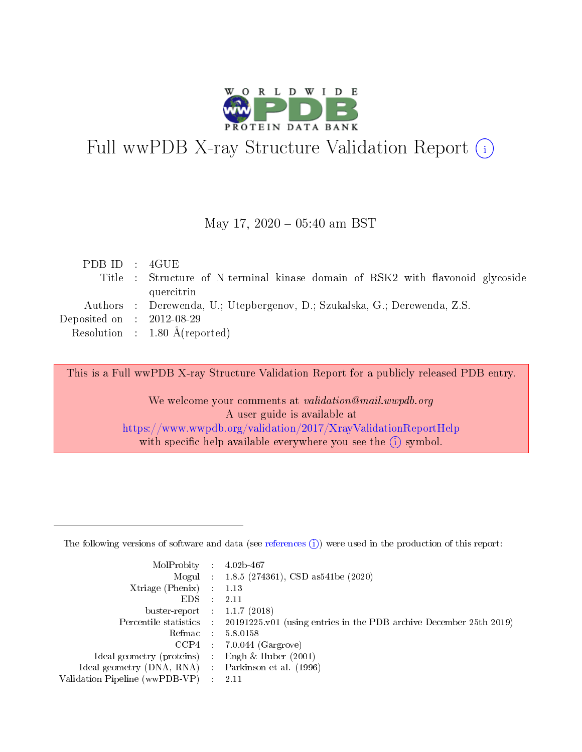# Full wwPDB X-ray Structure Validation Report

May 17, 2020 – 05:40 am BST

| | | |
|---|---|---|
| PDB ID | : | 4GUE |
| Title | : | Structure of N-terminal kinase domain of RSK2 with flavonoid glycoside quercitrin |
| Authors | : | Derewenda, U.; Utepbergenov, D.; Szukalska, G.; Derewenda, Z.S. |
| Deposited on | : | 2012-08-29 |
| Resolution | : | 1.80 Å(reported) |

This is a Full wwPDB X-ray Structure Validation Report for a publicly released PDB entry.

We welcome your comments at *validation@mail.wwpdb.org*
A user guide is available at
https://www.wwpdb.org/validation/2017/XrayValidationReportHelp
with specific help available everywhere you see the (i) symbol.

---

The following versions of software and data (see references (i)) were used in the production of this report:

| | | |
|---|---|---|
| MolProbity | : | 4.02b-467 |
| Mogul | : | 1.8.5 (274361), CSD as541be (2020) |
| Xtriage (Phenix) | : | 1.13 |
| EDS | : | 2.11 |
| buster-report | : | 1.1.7 (2018) |
| Percentile statistics | : | 20191225.v01 (using entries in the PDB archive December 25th 2019) |
| Refmac | : | 5.8.0158 |
| CCP4 | : | 7.0.044 (Gargrove) |
| Ideal geometry (proteins) | : | Engh & Huber (2001) |
| Ideal geometry (DNA, RNA) | : | Parkinson et al. (1996) |
| Validation Pipeline (wwPDB-VP) | : | 2.11 |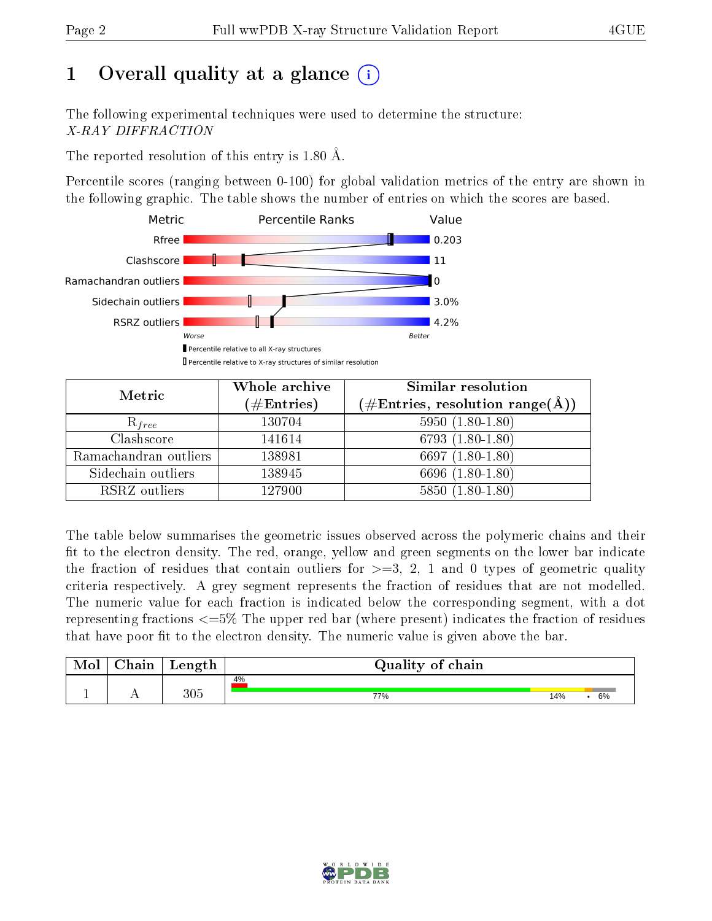# 1 Overall quality at a glance (i)

The following experimental techniques were used to determine the structure:
*X-RAY DIFFRACTION*

The reported resolution of this entry is 1.80 Å.

Percentile scores (ranging between 0-100) for global validation metrics of the entry are shown in the following graphic. The table shows the number of entries on which the scores are based.

| Metric | Value |
|---|---|
| Rfree | 0.203 |
| Clashscore | 11 |
| Ramachandran outliers | 0 |
| Sidechain outliers | 3.0% |
| RSRZ outliers | 4.2% |

Worse — Better

▮ Percentile relative to all X-ray structures
▯ Percentile relative to X-ray structures of similar resolution

| Metric | Whole archive (#Entries) | Similar resolution (#Entries, resolution range(Å)) |
|---|---|---|
| $R_{free}$ | 130704 | 5950 (1.80-1.80) |
| Clashscore | 141614 | 6793 (1.80-1.80) |
| Ramachandran outliers | 138981 | 6697 (1.80-1.80) |
| Sidechain outliers | 138945 | 6696 (1.80-1.80) |
| RSRZ outliers | 127900 | 5850 (1.80-1.80) |

The table below summarises the geometric issues observed across the polymeric chains and their fit to the electron density. The red, orange, yellow and green segments on the lower bar indicate the fraction of residues that contain outliers for >=3, 2, 1 and 0 types of geometric quality criteria respectively. A grey segment represents the fraction of residues that are not modelled. The numeric value for each fraction is indicated below the corresponding segment, with a dot representing fractions <=5% The upper red bar (where present) indicates the fraction of residues that have poor fit to the electron density. The numeric value is given above the bar.

| Mol | Chain | Length | Quality of chain |
|---|---|---|---|
| 1 | A | 305 | 4% (poor fit); 77% / 14% / • / 6% |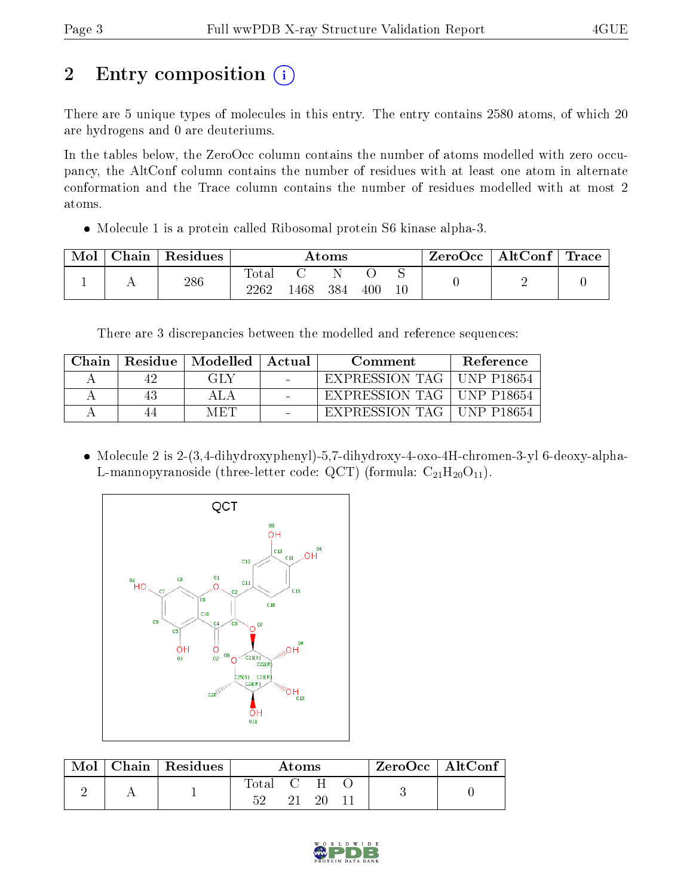# 2 Entry composition

There are 5 unique types of molecules in this entry. The entry contains 2580 atoms, of which 20 are hydrogens and 0 are deuteriums.

In the tables below, the ZeroOcc column contains the number of atoms modelled with zero occupancy, the AltConf column contains the number of residues with at least one atom in alternate conformation and the Trace column contains the number of residues modelled with at most 2 atoms.

- Molecule 1 is a protein called Ribosomal protein S6 kinase alpha-3.

| Mol | Chain | Residues | Atoms | | | | | ZeroOcc | AltConf | Trace |
|---|---|---|---|---|---|---|---|---|---|---|
| 1 | A | 286 | Total | C | N | O | S | 0 | 2 | 0 |
| | | | 2262 | 1468 | 384 | 400 | 10 | | | |

There are 3 discrepancies between the modelled and reference sequences:

| Chain | Residue | Modelled | Actual | Comment | Reference |
|---|---|---|---|---|---|
| A | 42 | GLY | - | EXPRESSION TAG | UNP P18654 |
| A | 43 | ALA | - | EXPRESSION TAG | UNP P18654 |
| A | 44 | MET | - | EXPRESSION TAG | UNP P18654 |

- Molecule 2 is 2-(3,4-dihydroxyphenyl)-5,7-dihydroxy-4-oxo-4H-chromen-3-yl 6-deoxy-alpha-L-mannopyranoside (three-letter code: QCT) (formula: $C_{21}H_{20}O_{11}$).

| Mol | Chain | Residues | Atoms | | | | ZeroOcc | AltConf |
|---|---|---|---|---|---|---|---|---|
| 2 | A | 1 | Total | C | H | O | 3 | 0 |
| | | | 52 | 21 | 20 | 11 | | |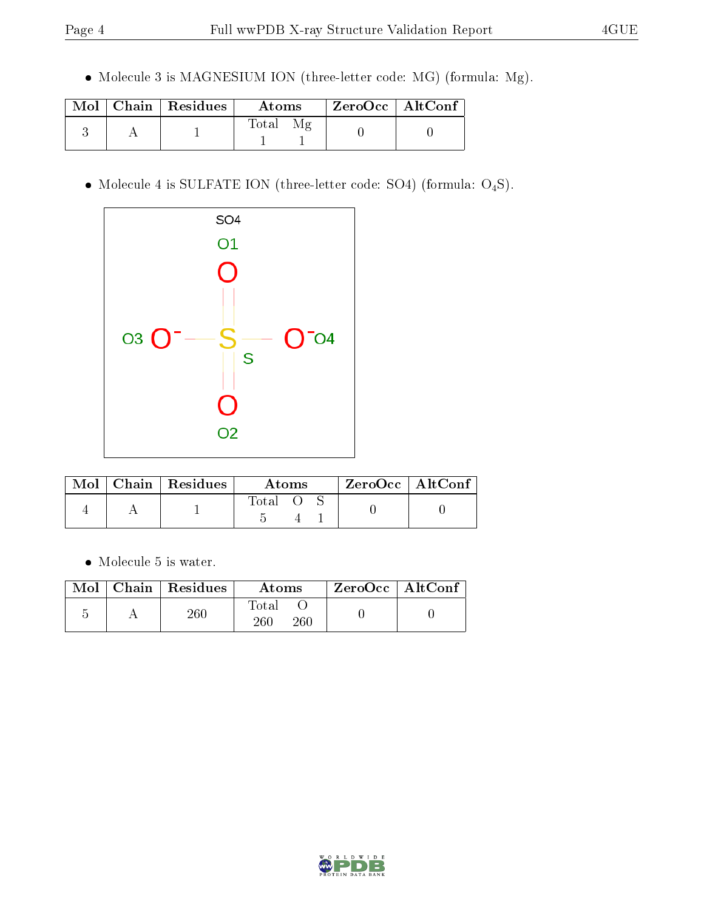- Molecule 3 is MAGNESIUM ION (three-letter code: MG) (formula: Mg).

| Mol | Chain | Residues | Atoms | | ZeroOcc | AltConf |
|---|---|---|---|---|---|---|
| | | | Total | Mg | | |
| 3 | A | 1 | 1 | 1 | 0 | 0 |

- Molecule 4 is SULFATE ION (three-letter code: SO4) (formula: $O_4S$).

| Mol | Chain | Residues | Atoms | | | ZeroOcc | AltConf |
|---|---|---|---|---|---|---|---|
| | | | Total | O | S | | |
| 4 | A | 1 | 5 | 4 | 1 | 0 | 0 |

- Molecule 5 is water.

| Mol | Chain | Residues | Atoms | | ZeroOcc | AltConf |
|---|---|---|---|---|---|---|
| | | | Total | O | | |
| 5 | A | 260 | 260 | 260 | 0 | 0 |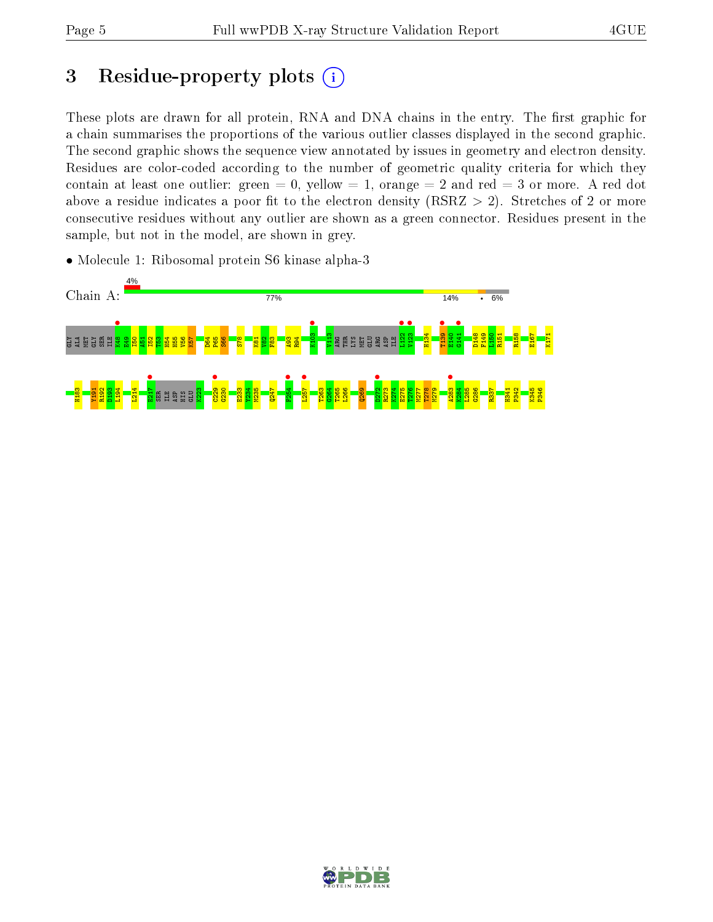# 3 Residue-property plots

These plots are drawn for all protein, RNA and DNA chains in the entry. The first graphic for a chain summarises the proportions of the various outlier classes displayed in the second graphic. The second graphic shows the sequence view annotated by issues in geometry and electron density. Residues are color-coded according to the number of geometric quality criteria for which they contain at least one outlier: green = 0, yellow = 1, orange = 2 and red = 3 or more. A red dot above a residue indicates a poor fit to the electron density (RSRZ > 2). Stretches of 2 or more consecutive residues without any outlier are shown as a green connector. Residues present in the sample, but not in the model, are shown in grey.

- Molecule 1: Ribosomal protein S6 kinase alpha-3

Chain A: 4% | 77% | 14% | • | 6%

GLY ALA MET GLY SER ILE K48 E49 I50 A51 I52 T53 H54 H55 V56 K57 D64 P65 S66 S78 K81 V82 F83 A93 R94 K103 V113 ARG THR LYS MET GLU ARG ASP ILE L122 V123 H134 T139 E140 G141 D148 F149 L150 R151 R158 E167 K171

H183 Y191 R192 D193 L194 L214 E217 SER ILE ASP HIS GLU K223 C229 G230 E233 V234 M235 Q247 F254 L257 T263 G264 T265 L266 Q269 D272 R273 K274 E275 T276 M277 T278 M279 A283 K284 L285 G286 R337 H341 P342 K345 P346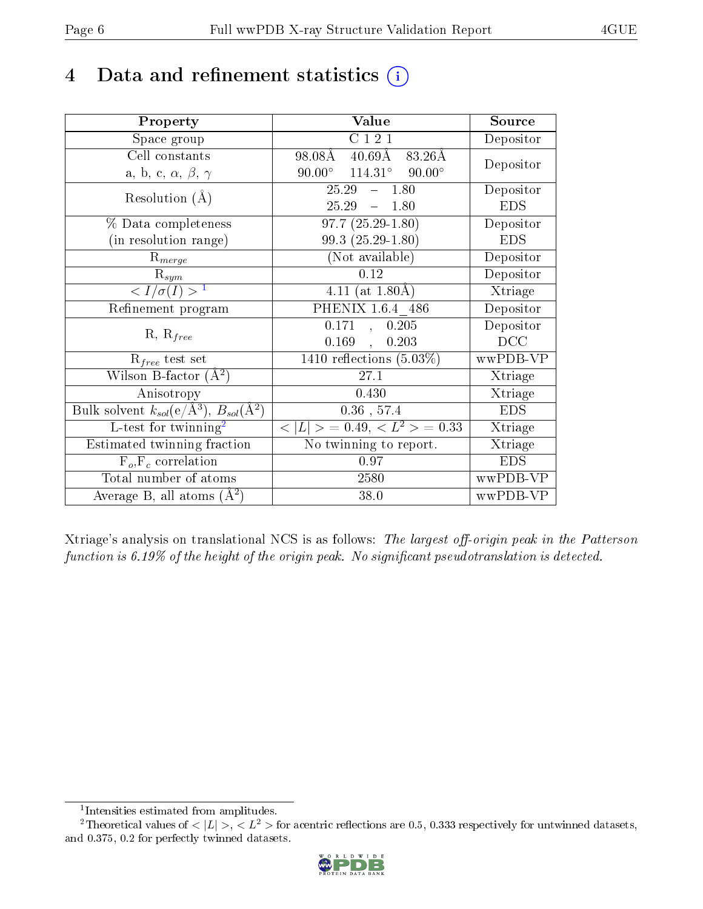# 4 Data and refinement statistics

| Property | Value | Source |
|---|---|---|
| Space group | C 1 2 1 | Depositor |
| Cell constants<br>a, b, c, $\alpha$, $\beta$, $\gamma$ | 98.08Å 40.69Å 83.26Å<br>90.00° 114.31° 90.00° | Depositor |
| Resolution (Å) | 25.29 – 1.80<br>25.29 – 1.80 | Depositor<br>EDS |
| % Data completeness<br>(in resolution range) | 97.7 (25.29-1.80)<br>99.3 (25.29-1.80) | Depositor<br>EDS |
| $R_{merge}$ | (Not available) | Depositor |
| $R_{sym}$ | 0.12 | Depositor |
| $< I/\sigma(I) >$ [1] | 4.11 (at 1.80Å) | Xtriage |
| Refinement program | PHENIX 1.6.4_486 | Depositor |
| R, $R_{free}$ | 0.171 , 0.205<br>0.169 , 0.203 | Depositor<br>DCC |
| $R_{free}$ test set | 1410 reflections (5.03%) | wwPDB-VP |
| Wilson B-factor (Å$^2$) | 27.1 | Xtriage |
| Anisotropy | 0.430 | Xtriage |
| Bulk solvent $k_{sol}$(e/Å$^3$), $B_{sol}$(Å$^2$) | 0.36 , 57.4 | EDS |
| L-test for twinning[2] | $< \|L\| >$ = 0.49, $< L^2 >$ = 0.33 | Xtriage |
| Estimated twinning fraction | No twinning to report. | Xtriage |
| $F_o$,$F_c$ correlation | 0.97 | EDS |
| Total number of atoms | 2580 | wwPDB-VP |
| Average B, all atoms (Å$^2$) | 38.0 | wwPDB-VP |

Xtriage's analysis on translational NCS is as follows: *The largest off-origin peak in the Patterson function is 6.19% of the height of the origin peak. No significant pseudotranslation is detected.*

[1] Intensities estimated from amplitudes.

[2] Theoretical values of $< |L| >$, $< L^2 >$ for acentric reflections are 0.5, 0.333 respectively for untwinned datasets, and 0.375, 0.2 for perfectly twinned datasets.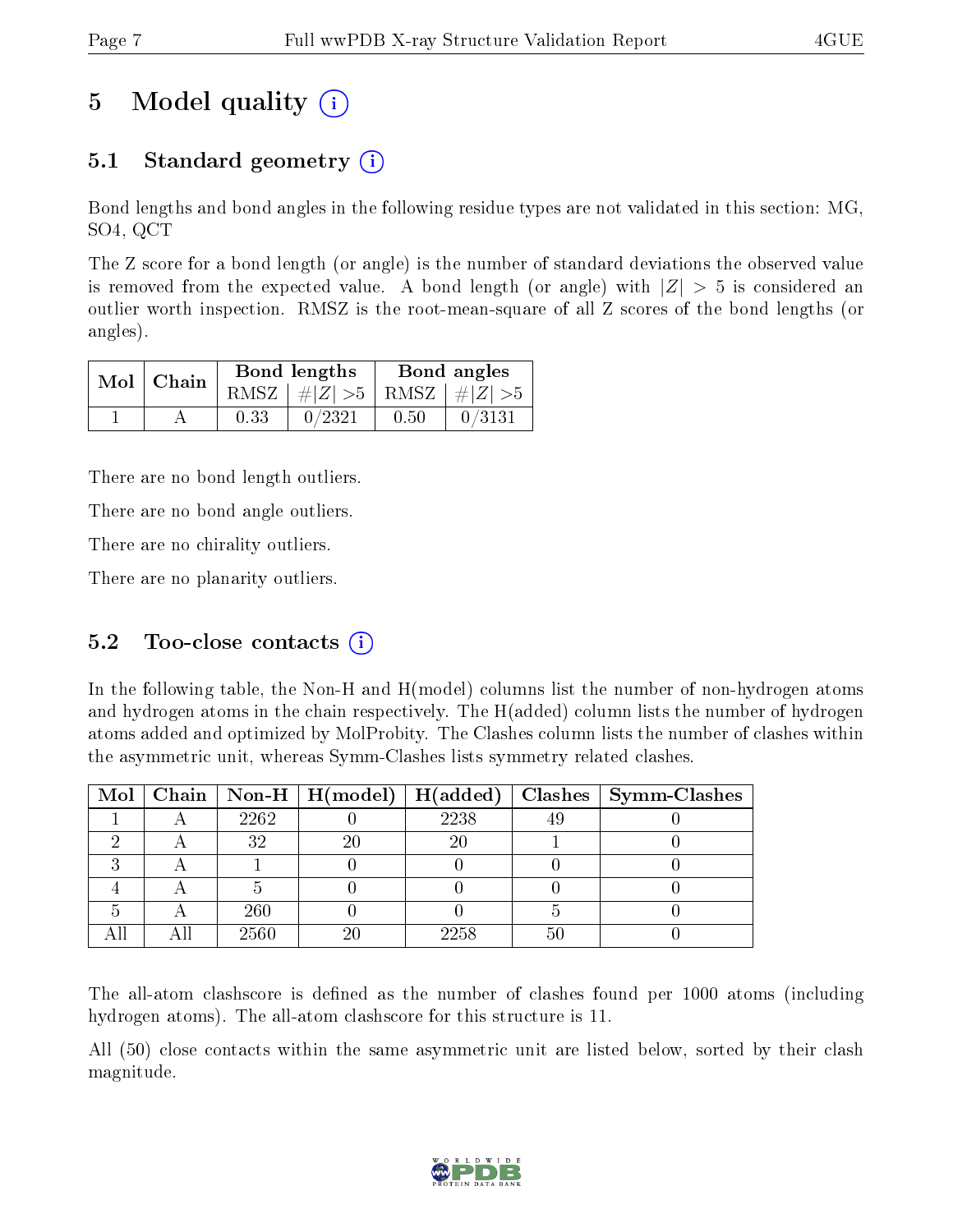# 5 Model quality

## 5.1 Standard geometry

Bond lengths and bond angles in the following residue types are not validated in this section: MG, SO4, QCT

The Z score for a bond length (or angle) is the number of standard deviations the observed value is removed from the expected value. A bond length (or angle) with $|Z| > 5$ is considered an outlier worth inspection. RMSZ is the root-mean-square of all Z scores of the bond lengths (or angles).

| Mol | Chain | Bond lengths | | Bond angles | |
|---|---|---|---|---|---|
| | | RMSZ | #$\|Z\|$ >5 | RMSZ | #$\|Z\|$ >5 |
| 1 | A | 0.33 | 0/2321 | 0.50 | 0/3131 |

There are no bond length outliers.

There are no bond angle outliers.

There are no chirality outliers.

There are no planarity outliers.

## 5.2 Too-close contacts

In the following table, the Non-H and H(model) columns list the number of non-hydrogen atoms and hydrogen atoms in the chain respectively. The H(added) column lists the number of hydrogen atoms added and optimized by MolProbity. The Clashes column lists the number of clashes within the asymmetric unit, whereas Symm-Clashes lists symmetry related clashes.

| Mol | Chain | Non-H | H(model) | H(added) | Clashes | Symm-Clashes |
|---|---|---|---|---|---|---|
| 1 | A | 2262 | 0 | 2238 | 49 | 0 |
| 2 | A | 32 | 20 | 20 | 1 | 0 |
| 3 | A | 1 | 0 | 0 | 0 | 0 |
| 4 | A | 5 | 0 | 0 | 0 | 0 |
| 5 | A | 260 | 0 | 0 | 5 | 0 |
| All | All | 2560 | 20 | 2258 | 50 | 0 |

The all-atom clashscore is defined as the number of clashes found per 1000 atoms (including hydrogen atoms). The all-atom clashscore for this structure is 11.

All (50) close contacts within the same asymmetric unit are listed below, sorted by their clash magnitude.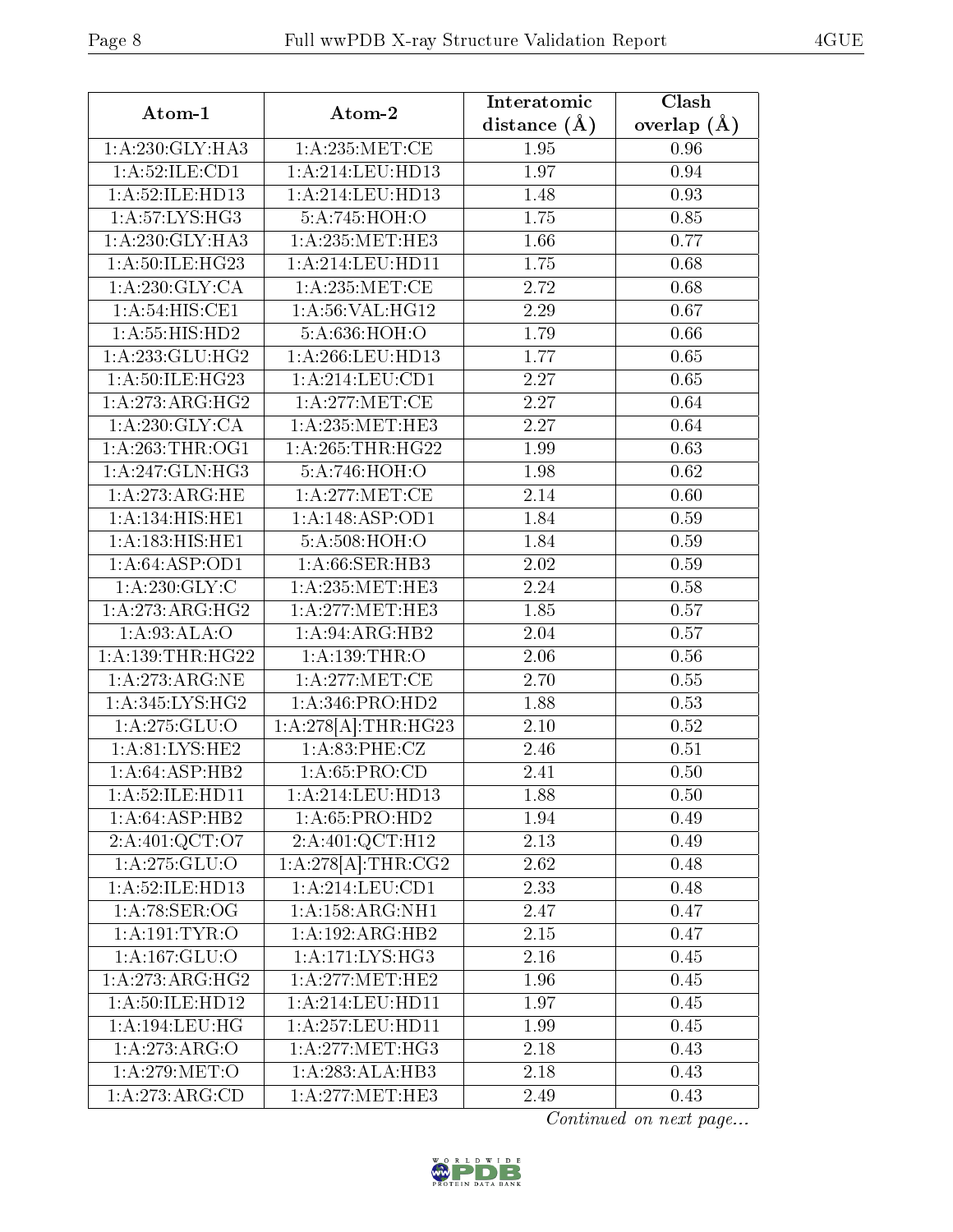| Atom-1 | Atom-2 | Interatomic distance (Å) | Clash overlap (Å) |
|---|---|---|---|
| 1:A:230:GLY:HA3 | 1:A:235:MET:CE | 1.95 | 0.96 |
| 1:A:52:ILE:CD1 | 1:A:214:LEU:HD13 | 1.97 | 0.94 |
| 1:A:52:ILE:HD13 | 1:A:214:LEU:HD13 | 1.48 | 0.93 |
| 1:A:57:LYS:HG3 | 5:A:745:HOH:O | 1.75 | 0.85 |
| 1:A:230:GLY:HA3 | 1:A:235:MET:HE3 | 1.66 | 0.77 |
| 1:A:50:ILE:HG23 | 1:A:214:LEU:HD11 | 1.75 | 0.68 |
| 1:A:230:GLY:CA | 1:A:235:MET:CE | 2.72 | 0.68 |
| 1:A:54:HIS:CE1 | 1:A:56:VAL:HG12 | 2.29 | 0.67 |
| 1:A:55:HIS:HD2 | 5:A:636:HOH:O | 1.79 | 0.66 |
| 1:A:233:GLU:HG2 | 1:A:266:LEU:HD13 | 1.77 | 0.65 |
| 1:A:50:ILE:HG23 | 1:A:214:LEU:CD1 | 2.27 | 0.65 |
| 1:A:273:ARG:HG2 | 1:A:277:MET:CE | 2.27 | 0.64 |
| 1:A:230:GLY:CA | 1:A:235:MET:HE3 | 2.27 | 0.64 |
| 1:A:263:THR:OG1 | 1:A:265:THR:HG22 | 1.99 | 0.63 |
| 1:A:247:GLN:HG3 | 5:A:746:HOH:O | 1.98 | 0.62 |
| 1:A:273:ARG:HE | 1:A:277:MET:CE | 2.14 | 0.60 |
| 1:A:134:HIS:HE1 | 1:A:148:ASP:OD1 | 1.84 | 0.59 |
| 1:A:183:HIS:HE1 | 5:A:508:HOH:O | 1.84 | 0.59 |
| 1:A:64:ASP:OD1 | 1:A:66:SER:HB3 | 2.02 | 0.59 |
| 1:A:230:GLY:C | 1:A:235:MET:HE3 | 2.24 | 0.58 |
| 1:A:273:ARG:HG2 | 1:A:277:MET:HE3 | 1.85 | 0.57 |
| 1:A:93:ALA:O | 1:A:94:ARG:HB2 | 2.04 | 0.57 |
| 1:A:139:THR:HG22 | 1:A:139:THR:O | 2.06 | 0.56 |
| 1:A:273:ARG:NE | 1:A:277:MET:CE | 2.70 | 0.55 |
| 1:A:345:LYS:HG2 | 1:A:346:PRO:HD2 | 1.88 | 0.53 |
| 1:A:275:GLU:O | 1:A:278[A]:THR:HG23 | 2.10 | 0.52 |
| 1:A:81:LYS:HE2 | 1:A:83:PHE:CZ | 2.46 | 0.51 |
| 1:A:64:ASP:HB2 | 1:A:65:PRO:CD | 2.41 | 0.50 |
| 1:A:52:ILE:HD11 | 1:A:214:LEU:HD13 | 1.88 | 0.50 |
| 1:A:64:ASP:HB2 | 1:A:65:PRO:HD2 | 1.94 | 0.49 |
| 2:A:401:QCT:O7 | 2:A:401:QCT:H12 | 2.13 | 0.49 |
| 1:A:275:GLU:O | 1:A:278[A]:THR:CG2 | 2.62 | 0.48 |
| 1:A:52:ILE:HD13 | 1:A:214:LEU:CD1 | 2.33 | 0.48 |
| 1:A:78:SER:OG | 1:A:158:ARG:NH1 | 2.47 | 0.47 |
| 1:A:191:TYR:O | 1:A:192:ARG:HB2 | 2.15 | 0.47 |
| 1:A:167:GLU:O | 1:A:171:LYS:HG3 | 2.16 | 0.45 |
| 1:A:273:ARG:HG2 | 1:A:277:MET:HE2 | 1.96 | 0.45 |
| 1:A:50:ILE:HD12 | 1:A:214:LEU:HD11 | 1.97 | 0.45 |
| 1:A:194:LEU:HG | 1:A:257:LEU:HD11 | 1.99 | 0.45 |
| 1:A:273:ARG:O | 1:A:277:MET:HG3 | 2.18 | 0.43 |
| 1:A:279:MET:O | 1:A:283:ALA:HB3 | 2.18 | 0.43 |
| 1:A:273:ARG:CD | 1:A:277:MET:HE3 | 2.49 | 0.43 |

*Continued on next page...*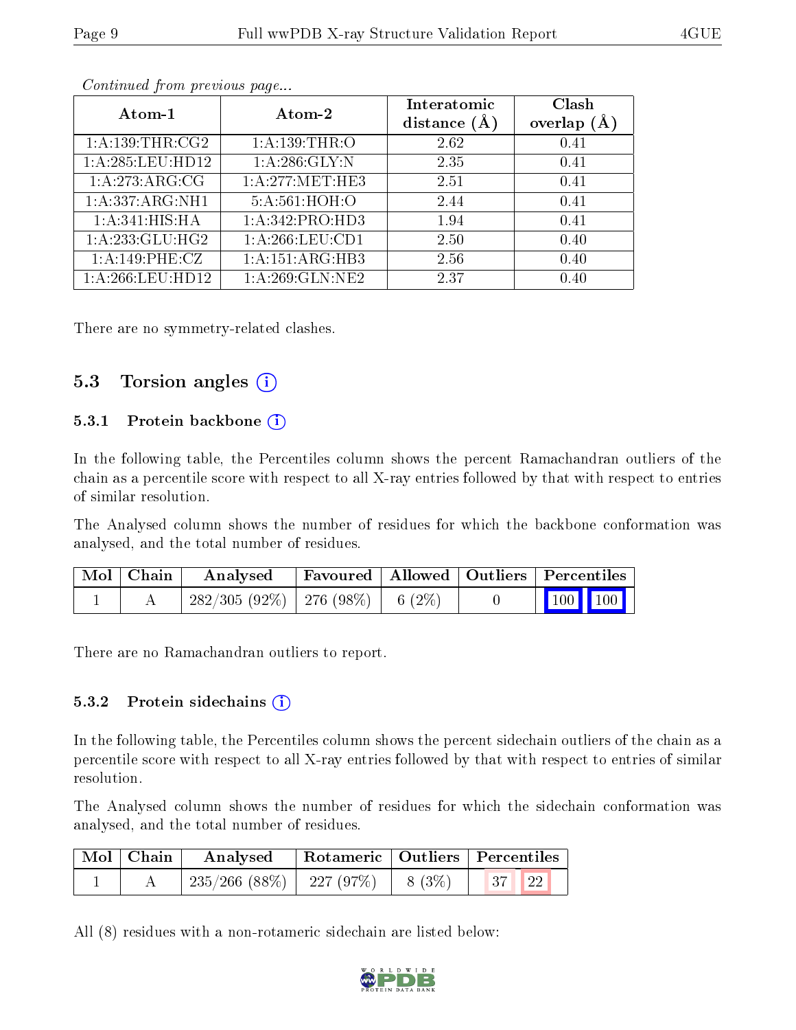*Continued from previous page...*

| Atom-1 | Atom-2 | Interatomic distance (Å) | Clash overlap (Å) |
|---|---|---|---|
| 1:A:139:THR:CG2 | 1:A:139:THR:O | 2.62 | 0.41 |
| 1:A:285:LEU:HD12 | 1:A:286:GLY:N | 2.35 | 0.41 |
| 1:A:273:ARG:CG | 1:A:277:MET:HE3 | 2.51 | 0.41 |
| 1:A:337:ARG:NH1 | 5:A:561:HOH:O | 2.44 | 0.41 |
| 1:A:341:HIS:HA | 1:A:342:PRO:HD3 | 1.94 | 0.41 |
| 1:A:233:GLU:HG2 | 1:A:266:LEU:CD1 | 2.50 | 0.40 |
| 1:A:149:PHE:CZ | 1:A:151:ARG:HB3 | 2.56 | 0.40 |
| 1:A:266:LEU:HD12 | 1:A:269:GLN:NE2 | 2.37 | 0.40 |

There are no symmetry-related clashes.

## 5.3 Torsion angles

### 5.3.1 Protein backbone

In the following table, the Percentiles column shows the percent Ramachandran outliers of the chain as a percentile score with respect to all X-ray entries followed by that with respect to entries of similar resolution.

The Analysed column shows the number of residues for which the backbone conformation was analysed, and the total number of residues.

| Mol | Chain | Analysed | Favoured | Allowed | Outliers | Percentiles | |
|---|---|---|---|---|---|---|---|
| 1 | A | 282/305 (92%) | 276 (98%) | 6 (2%) | 0 | 100 | 100 |

There are no Ramachandran outliers to report.

### 5.3.2 Protein sidechains

In the following table, the Percentiles column shows the percent sidechain outliers of the chain as a percentile score with respect to all X-ray entries followed by that with respect to entries of similar resolution.

The Analysed column shows the number of residues for which the sidechain conformation was analysed, and the total number of residues.

| Mol | Chain | Analysed | Rotameric | Outliers | Percentiles | |
|---|---|---|---|---|---|---|
| 1 | A | 235/266 (88%) | 227 (97%) | 8 (3%) | 37 | 22 |

All (8) residues with a non-rotameric sidechain are listed below: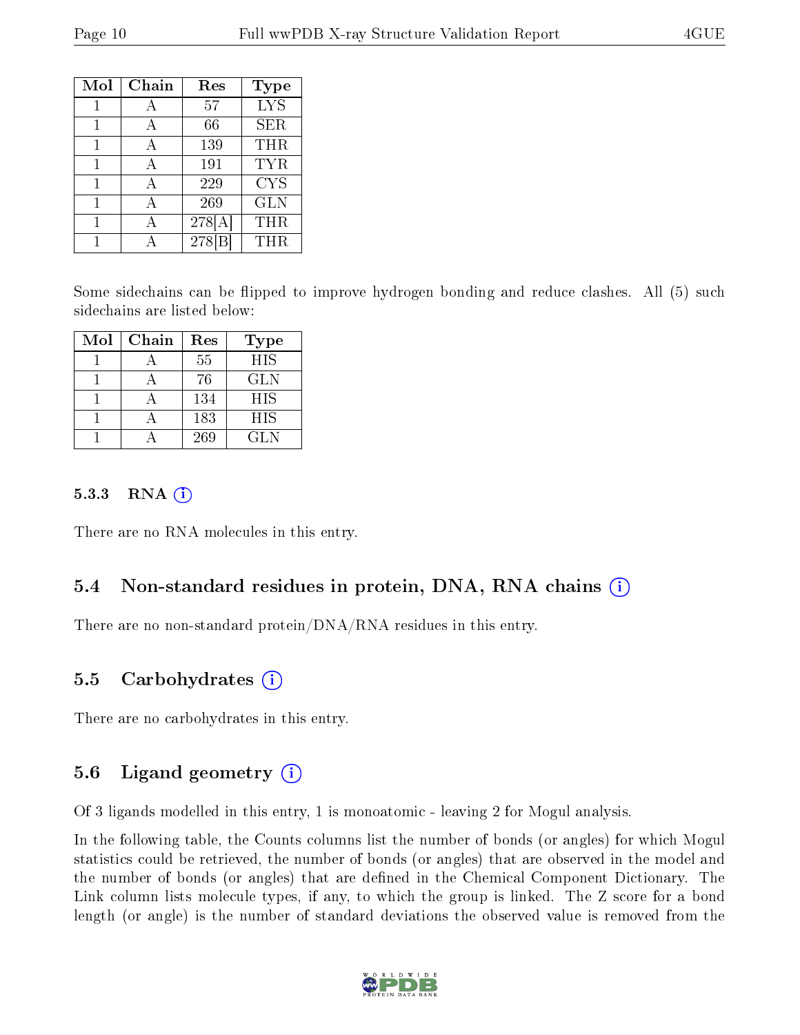| Mol | Chain | Res | Type |
|---|---|---|---|
| 1 | A | 57 | LYS |
| 1 | A | 66 | SER |
| 1 | A | 139 | THR |
| 1 | A | 191 | TYR |
| 1 | A | 229 | CYS |
| 1 | A | 269 | GLN |
| 1 | A | 278[A] | THR |
| 1 | A | 278[B] | THR |

Some sidechains can be flipped to improve hydrogen bonding and reduce clashes. All (5) such sidechains are listed below:

| Mol | Chain | Res | Type |
|---|---|---|---|
| 1 | A | 55 | HIS |
| 1 | A | 76 | GLN |
| 1 | A | 134 | HIS |
| 1 | A | 183 | HIS |
| 1 | A | 269 | GLN |

#### 5.3.3 RNA

There are no RNA molecules in this entry.

### 5.4 Non-standard residues in protein, DNA, RNA chains

There are no non-standard protein/DNA/RNA residues in this entry.

### 5.5 Carbohydrates

There are no carbohydrates in this entry.

### 5.6 Ligand geometry

Of 3 ligands modelled in this entry, 1 is monoatomic - leaving 2 for Mogul analysis.

In the following table, the Counts columns list the number of bonds (or angles) for which Mogul statistics could be retrieved, the number of bonds (or angles) that are observed in the model and the number of bonds (or angles) that are defined in the Chemical Component Dictionary. The Link column lists molecule types, if any, to which the group is linked. The Z score for a bond length (or angle) is the number of standard deviations the observed value is removed from the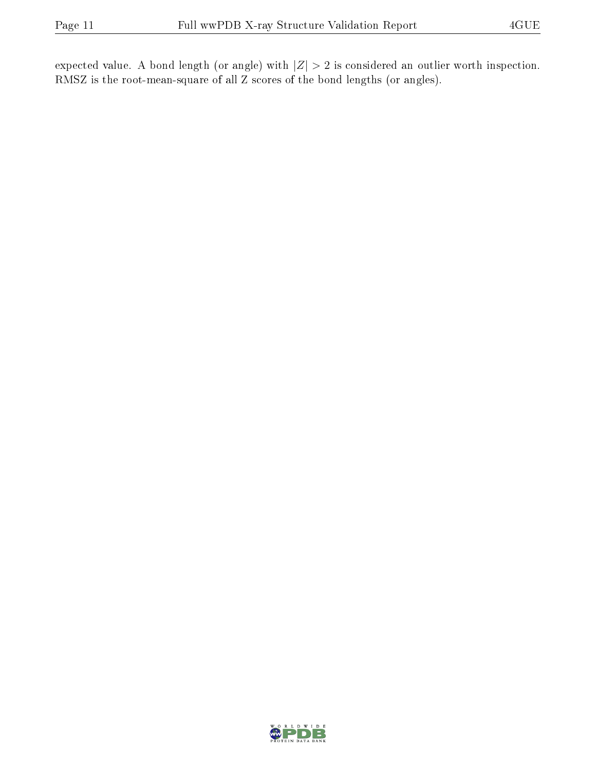expected value. A bond length (or angle) with $|Z| > 2$ is considered an outlier worth inspection. RMSZ is the root-mean-square of all Z scores of the bond lengths (or angles).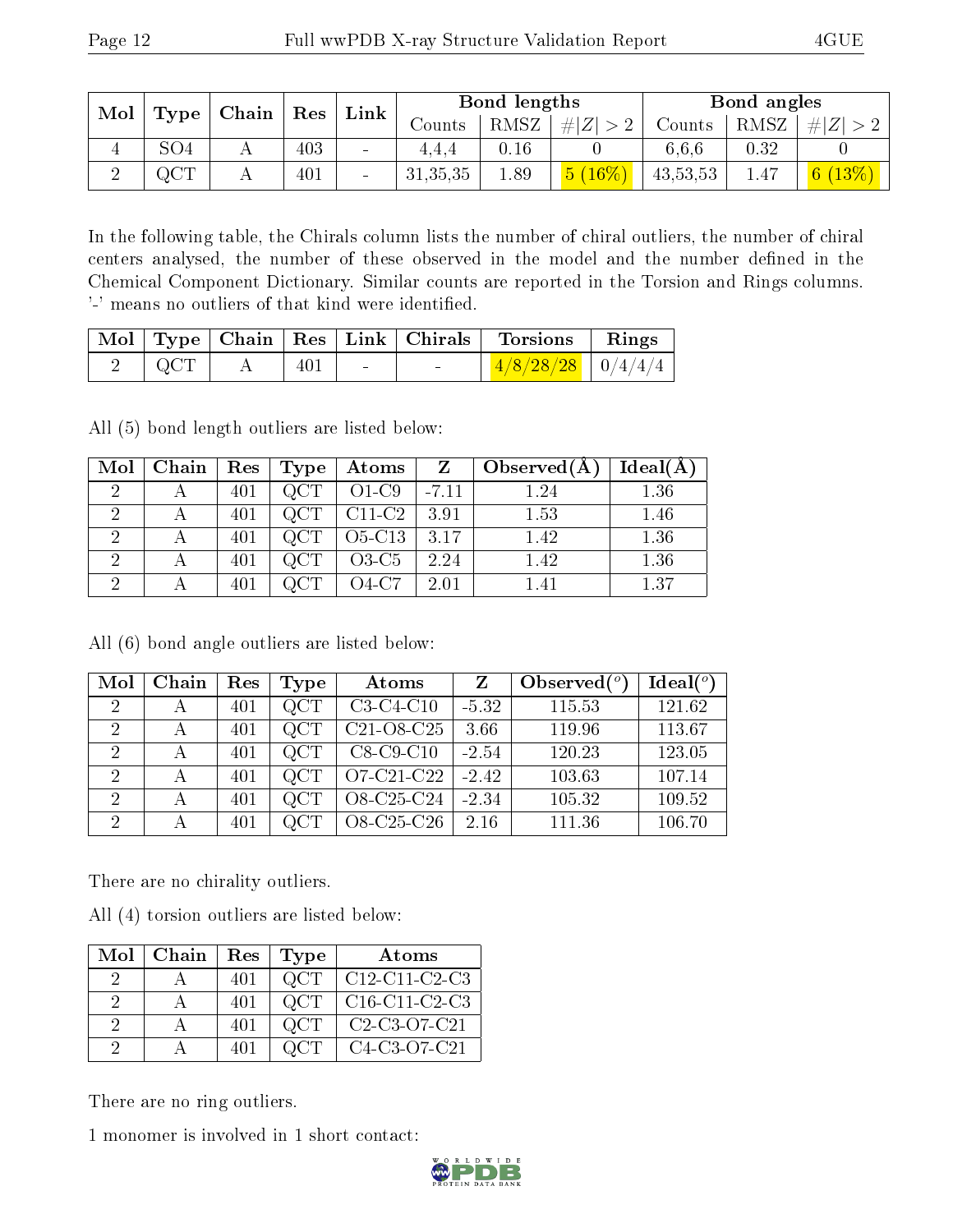| Mol | Type | Chain | Res | Link | Bond lengths | | | Bond angles | | |
|---|---|---|---|---|---|---|---|---|---|---|
| | | | | | Counts | RMSZ | #\|Z\| > 2 | Counts | RMSZ | #\|Z\| > 2 |
| 4 | SO4 | A | 403 | - | 4,4,4 | 0.16 | 0 | 6,6,6 | 0.32 | 0 |
| 2 | QCT | A | 401 | - | 31,35,35 | 1.89 | 5 (16%) | 43,53,53 | 1.47 | 6 (13%) |

In the following table, the Chirals column lists the number of chiral outliers, the number of chiral centers analysed, the number of these observed in the model and the number defined in the Chemical Component Dictionary. Similar counts are reported in the Torsion and Rings columns. '-' means no outliers of that kind were identified.

| Mol | Type | Chain | Res | Link | Chirals | Torsions | Rings |
|---|---|---|---|---|---|---|---|
| 2 | QCT | A | 401 | - | - | 4/8/28/28 | 0/4/4/4 |

All (5) bond length outliers are listed below:

| Mol | Chain | Res | Type | Atoms | Z | Observed(Å) | Ideal(Å) |
|---|---|---|---|---|---|---|---|
| 2 | A | 401 | QCT | O1-C9 | -7.11 | 1.24 | 1.36 |
| 2 | A | 401 | QCT | C11-C2 | 3.91 | 1.53 | 1.46 |
| 2 | A | 401 | QCT | O5-C13 | 3.17 | 1.42 | 1.36 |
| 2 | A | 401 | QCT | O3-C5 | 2.24 | 1.42 | 1.36 |
| 2 | A | 401 | QCT | O4-C7 | 2.01 | 1.41 | 1.37 |

All (6) bond angle outliers are listed below:

| Mol | Chain | Res | Type | Atoms | Z | Observed($^o$) | Ideal($^o$) |
|---|---|---|---|---|---|---|---|
| 2 | A | 401 | QCT | C3-C4-C10 | -5.32 | 115.53 | 121.62 |
| 2 | A | 401 | QCT | C21-O8-C25 | 3.66 | 119.96 | 113.67 |
| 2 | A | 401 | QCT | C8-C9-C10 | -2.54 | 120.23 | 123.05 |
| 2 | A | 401 | QCT | O7-C21-C22 | -2.42 | 103.63 | 107.14 |
| 2 | A | 401 | QCT | O8-C25-C24 | -2.34 | 105.32 | 109.52 |
| 2 | A | 401 | QCT | O8-C25-C26 | 2.16 | 111.36 | 106.70 |

There are no chirality outliers.

All (4) torsion outliers are listed below:

| Mol | Chain | Res | Type | Atoms |
|---|---|---|---|---|
| 2 | A | 401 | QCT | C12-C11-C2-C3 |
| 2 | A | 401 | QCT | C16-C11-C2-C3 |
| 2 | A | 401 | QCT | C2-C3-O7-C21 |
| 2 | A | 401 | QCT | C4-C3-O7-C21 |

There are no ring outliers.

1 monomer is involved in 1 short contact: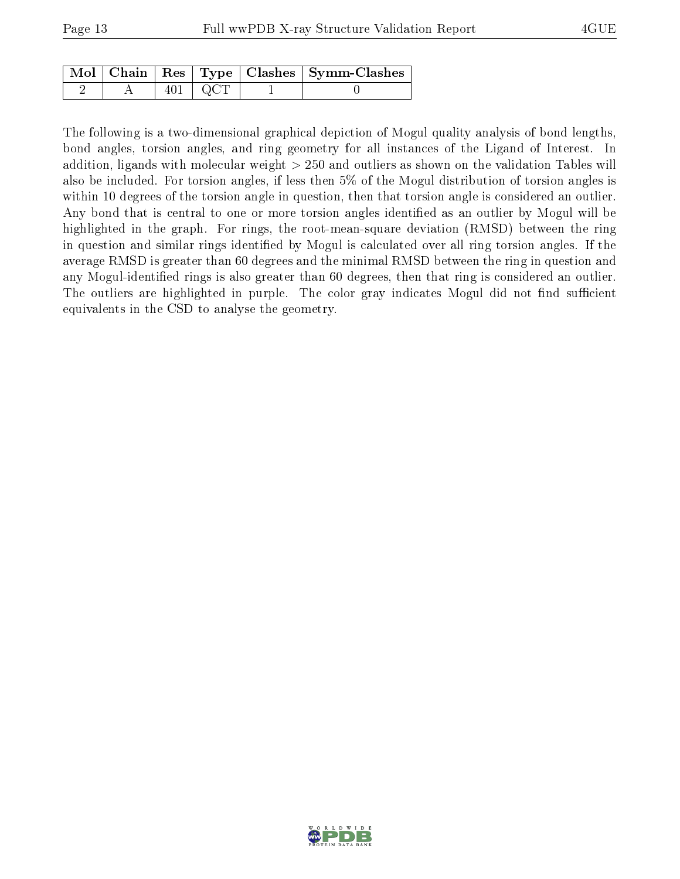| Mol | Chain | Res | Type | Clashes | Symm-Clashes |
|---|---|---|---|---|---|
| 2 | A | 401 | QCT | 1 | 0 |

The following is a two-dimensional graphical depiction of Mogul quality analysis of bond lengths, bond angles, torsion angles, and ring geometry for all instances of the Ligand of Interest. In addition, ligands with molecular weight > 250 and outliers as shown on the validation Tables will also be included. For torsion angles, if less then 5% of the Mogul distribution of torsion angles is within 10 degrees of the torsion angle in question, then that torsion angle is considered an outlier. Any bond that is central to one or more torsion angles identified as an outlier by Mogul will be highlighted in the graph. For rings, the root-mean-square deviation (RMSD) between the ring in question and similar rings identified by Mogul is calculated over all ring torsion angles. If the average RMSD is greater than 60 degrees and the minimal RMSD between the ring in question and any Mogul-identified rings is also greater than 60 degrees, then that ring is considered an outlier. The outliers are highlighted in purple. The color gray indicates Mogul did not find sufficient equivalents in the CSD to analyse the geometry.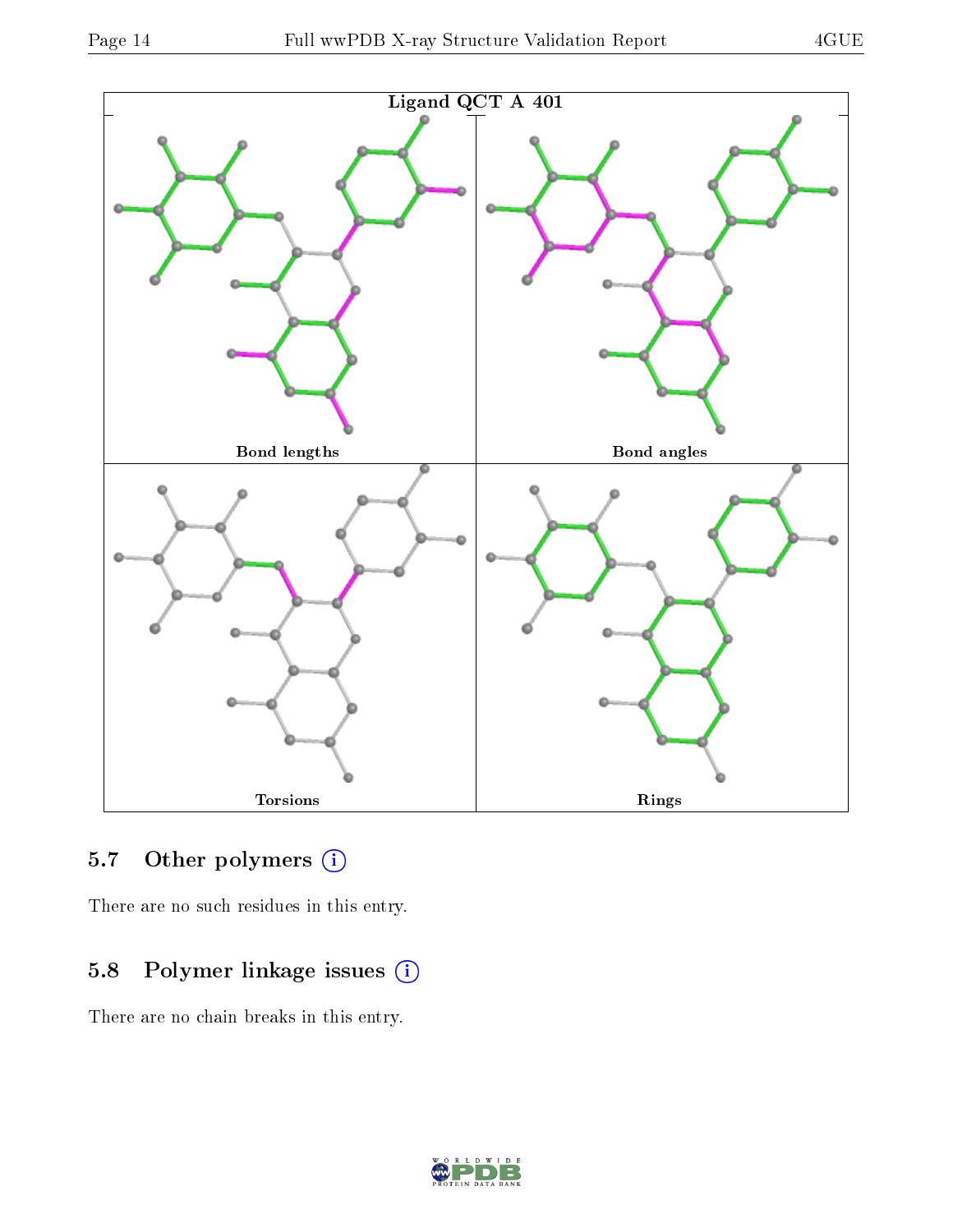Ligand QCT A 401

Bond lengths

Bond angles

Torsions

Rings

### 5.7 Other polymers (i)

There are no such residues in this entry.

### 5.8 Polymer linkage issues (i)

There are no chain breaks in this entry.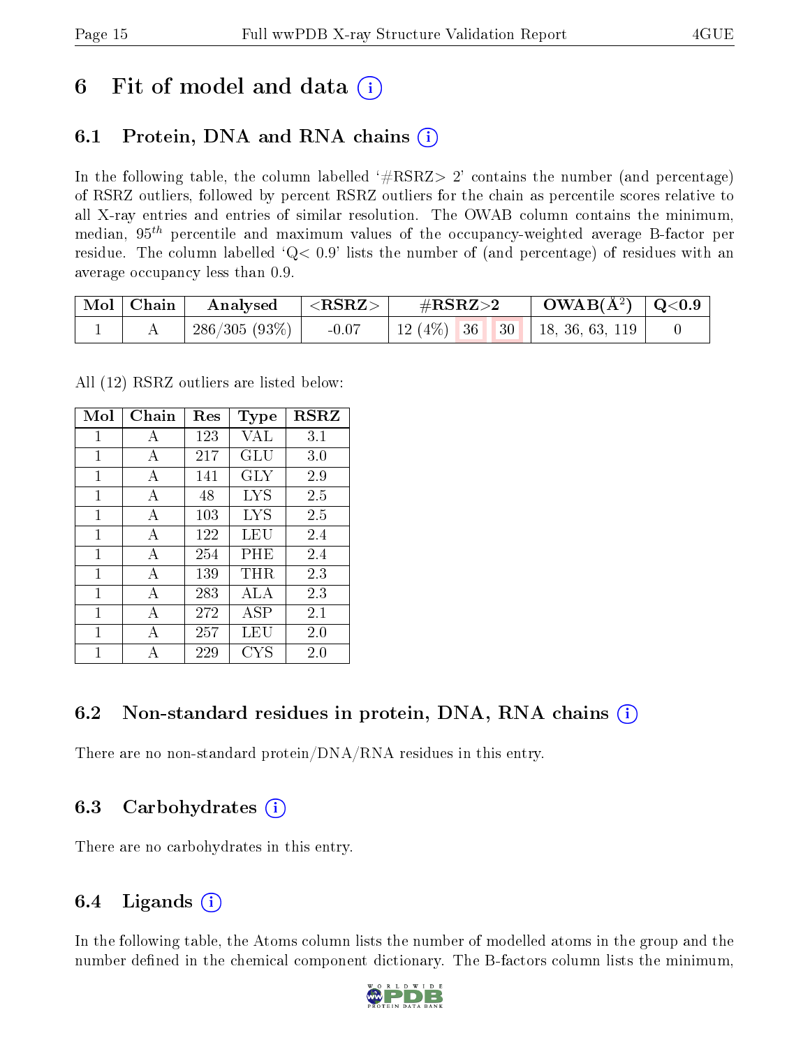# 6 Fit of model and data (i)

## 6.1 Protein, DNA and RNA chains (i)

In the following table, the column labelled '#RSRZ> 2' contains the number (and percentage) of RSRZ outliers, followed by percent RSRZ outliers for the chain as percentile scores relative to all X-ray entries and entries of similar resolution. The OWAB column contains the minimum, median, $95^{th}$ percentile and maximum values of the occupancy-weighted average B-factor per residue. The column labelled 'Q< 0.9' lists the number of (and percentage) of residues with an average occupancy less than 0.9.

| Mol | Chain | Analysed | <RSRZ> | #RSRZ>2 | | | OWAB(Å$^2$) | Q<0.9 |
|---|---|---|---|---|---|---|---|---|
| 1 | A | 286/305 (93%) | -0.07 | 12 (4%) | 36 | 30 | 18, 36, 63, 119 | 0 |

All (12) RSRZ outliers are listed below:

| Mol | Chain | Res | Type | RSRZ |
|---|---|---|---|---|
| 1 | A | 123 | VAL | 3.1 |
| 1 | A | 217 | GLU | 3.0 |
| 1 | A | 141 | GLY | 2.9 |
| 1 | A | 48 | LYS | 2.5 |
| 1 | A | 103 | LYS | 2.5 |
| 1 | A | 122 | LEU | 2.4 |
| 1 | A | 254 | PHE | 2.4 |
| 1 | A | 139 | THR | 2.3 |
| 1 | A | 283 | ALA | 2.3 |
| 1 | A | 272 | ASP | 2.1 |
| 1 | A | 257 | LEU | 2.0 |
| 1 | A | 229 | CYS | 2.0 |

## 6.2 Non-standard residues in protein, DNA, RNA chains (i)

There are no non-standard protein/DNA/RNA residues in this entry.

## 6.3 Carbohydrates (i)

There are no carbohydrates in this entry.

## 6.4 Ligands (i)

In the following table, the Atoms column lists the number of modelled atoms in the group and the number defined in the chemical component dictionary. The B-factors column lists the minimum,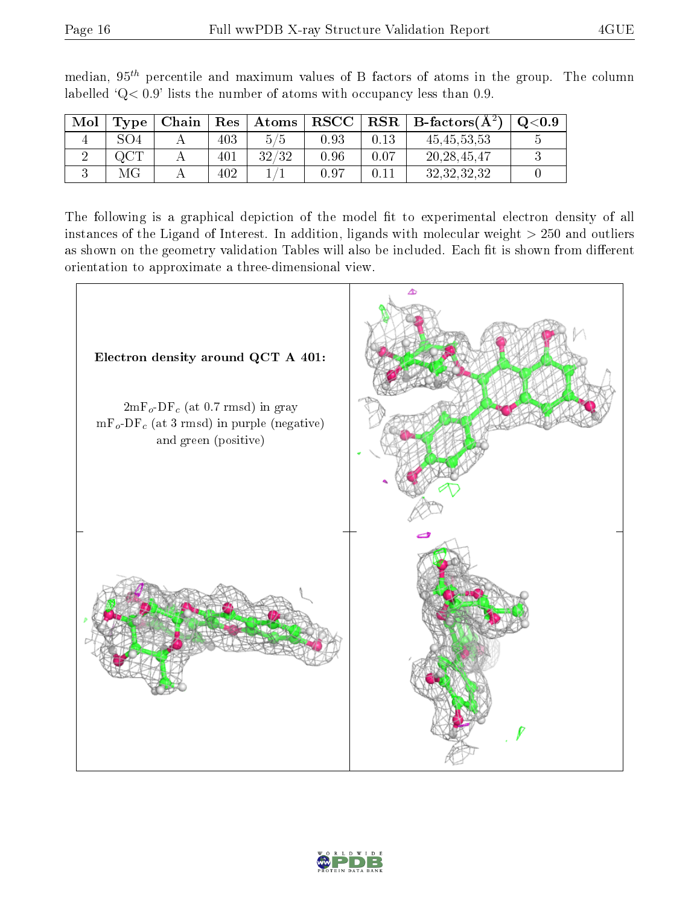median, $95^{th}$ percentile and maximum values of B factors of atoms in the group. The column labelled 'Q< 0.9' lists the number of atoms with occupancy less than 0.9.

| Mol | Type | Chain | Res | Atoms | RSCC | RSR | B-factors($Å^2$) | Q<0.9 |
|---|---|---|---|---|---|---|---|---|
| 4 | SO4 | A | 403 | 5/5 | 0.93 | 0.13 | 45,45,53,53 | 5 |
| 2 | QCT | A | 401 | 32/32 | 0.96 | 0.07 | 20,28,45,47 | 3 |
| 3 | MG | A | 402 | 1/1 | 0.97 | 0.11 | 32,32,32,32 | 0 |

The following is a graphical depiction of the model fit to experimental electron density of all instances of the Ligand of Interest. In addition, ligands with molecular weight > 250 and outliers as shown on the geometry validation Tables will also be included. Each fit is shown from different orientation to approximate a three-dimensional view.

**Electron density around QCT A 401:**

$2mF_o$-$DF_c$ (at 0.7 rmsd) in gray
$mF_o$-$DF_c$ (at 3 rmsd) in purple (negative) and green (positive)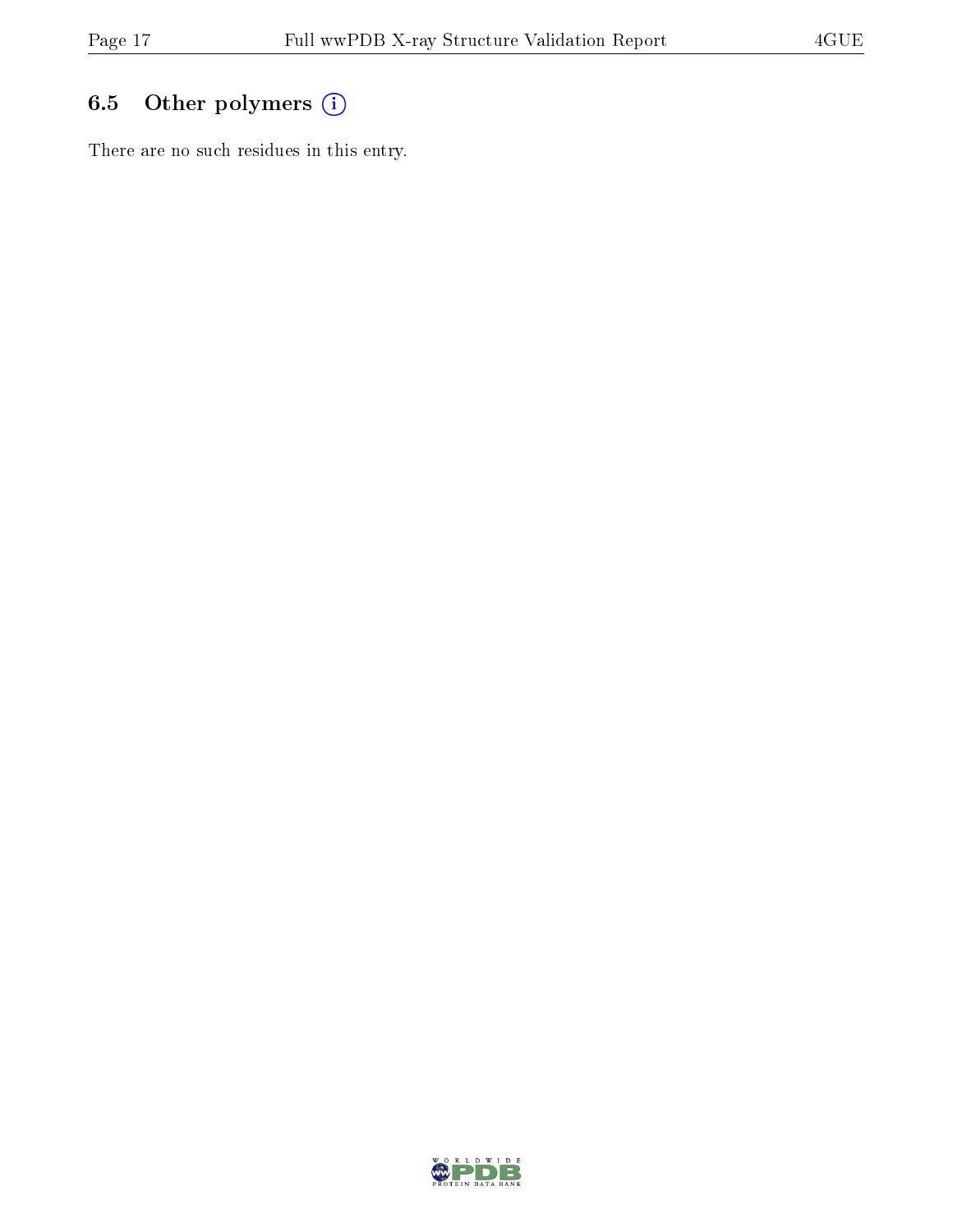## 6.5 Other polymers

There are no such residues in this entry.